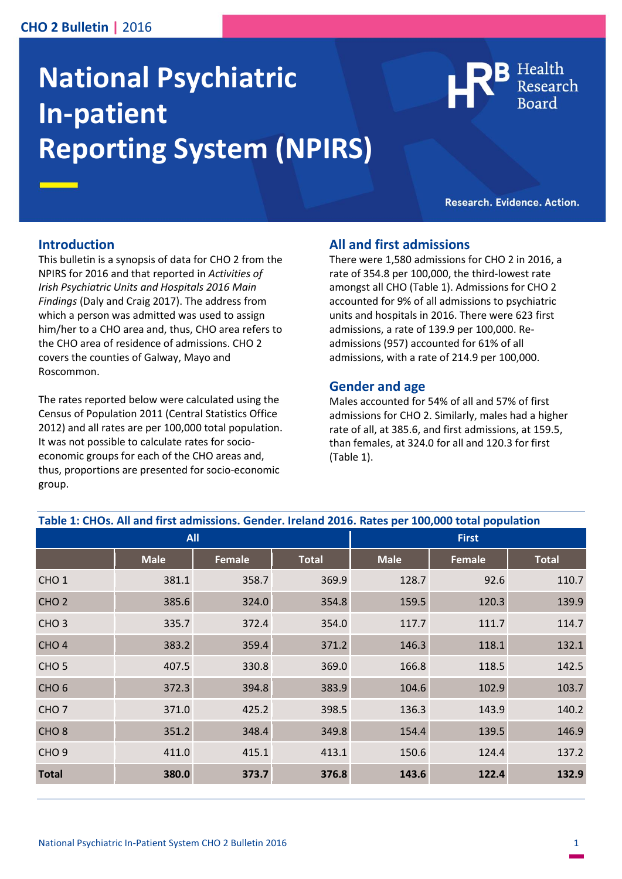# National Psychiatric In-patient Reporting System (NPIRS)

Research. Evidence. Action.

## Introduction

This bulletin is a synopsis of data for CHO 2 from the NPIRS for 2016 and that reported in *Activities of Irish Psychiatric Units and Hospitals 2016 Main Findings* (Daly and Craig 2017). The address from which a person was admitted was used to assign him/her to a CHO area and, thus, CHO area refers to the CHO area of residence of admissions. CHO 2 covers the counties of Galway, Mayo and Roscommon.

The rates reported below were calculated using the Census of Population 2011 (Central Statistics Office 2012) and all rates are per 100,000 total population. It was not possible to calculate rates for socio-economic groups for each of the CHO areas and, thus, proportions are presented for socio-economic group.

## All and first admissions

There were 1,580 admissions for CHO 2 in 2016, a rate of 354.8 per 100,000, the third-lowest rate amongst all CHO (Table 1). Admissions for CHO 2 accounted for 9% of all admissions to psychiatric units and hospitals in 2016. There were 623 first admissions, a rate of 139.9 per 100,000. Re-admissions (957) accounted for 61% of all admissions, with a rate of 214.9 per 100,000.

## Gender and age

Males accounted for 54% of all and 57% of first admissions for CHO 2. Similarly, males had a higher rate of all, at 385.6, and first admissions, at 159.5, than females, at 324.0 for all and 120.3 for first (Table 1).

**Table 1: CHOs. All and first admissions. Gender. Ireland 2016. Rates per 100,000 total population**

| | All | | | First | | |
|---|---|---|---|---|---|---|
| | Male | Female | Total | Male | Female | Total |
| CHO 1 | 381.1 | 358.7 | 369.9 | 128.7 | 92.6 | 110.7 |
| CHO 2 | 385.6 | 324.0 | 354.8 | 159.5 | 120.3 | 139.9 |
| CHO 3 | 335.7 | 372.4 | 354.0 | 117.7 | 111.7 | 114.7 |
| CHO 4 | 383.2 | 359.4 | 371.2 | 146.3 | 118.1 | 132.1 |
| CHO 5 | 407.5 | 330.8 | 369.0 | 166.8 | 118.5 | 142.5 |
| CHO 6 | 372.3 | 394.8 | 383.9 | 104.6 | 102.9 | 103.7 |
| CHO 7 | 371.0 | 425.2 | 398.5 | 136.3 | 143.9 | 140.2 |
| CHO 8 | 351.2 | 348.4 | 349.8 | 154.4 | 139.5 | 146.9 |
| CHO 9 | 411.0 | 415.1 | 413.1 | 150.6 | 124.4 | 137.2 |
| **Total** | **380.0** | **373.7** | **376.8** | **143.6** | **122.4** | **132.9** |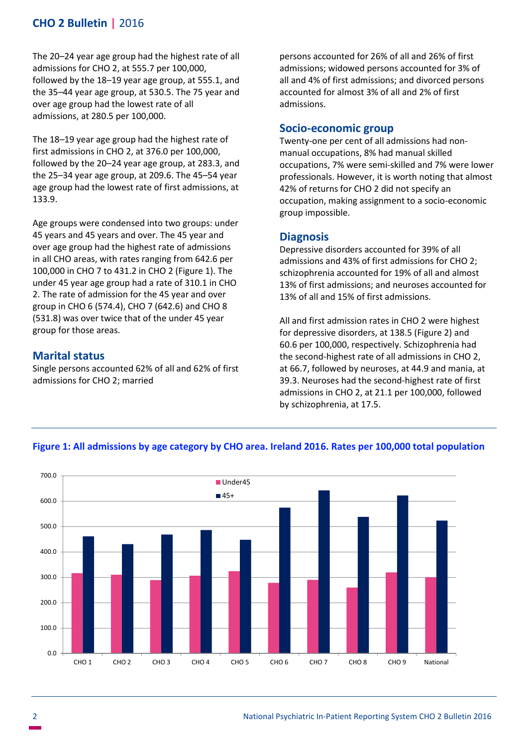The 20–24 year age group had the highest rate of all admissions for CHO 2, at 555.7 per 100,000, followed by the 18–19 year age group, at 555.1, and the 35–44 year age group, at 530.5. The 75 year and over age group had the lowest rate of all admissions, at 280.5 per 100,000.

The 18–19 year age group had the highest rate of first admissions in CHO 2, at 376.0 per 100,000, followed by the 20–24 year age group, at 283.3, and the 25–34 year age group, at 209.6. The 45–54 year age group had the lowest rate of first admissions, at 133.9.

Age groups were condensed into two groups: under 45 years and 45 years and over. The 45 year and over age group had the highest rate of admissions in all CHO areas, with rates ranging from 642.6 per 100,000 in CHO 7 to 431.2 in CHO 2 (Figure 1). The under 45 year age group had a rate of 310.1 in CHO 2. The rate of admission for the 45 year and over group in CHO 6 (574.4), CHO 7 (642.6) and CHO 8 (531.8) was over twice that of the under 45 year group for those areas.

## Marital status

Single persons accounted 62% of all and 62% of first admissions for CHO 2; married persons accounted for 26% of all and 26% of first admissions; widowed persons accounted for 3% of all and 4% of first admissions; and divorced persons accounted for almost 3% of all and 2% of first admissions.

## Socio-economic group

Twenty-one per cent of all admissions had non-manual occupations, 8% had manual skilled occupations, 7% were semi-skilled and 7% were lower professionals. However, it is worth noting that almost 42% of returns for CHO 2 did not specify an occupation, making assignment to a socio-economic group impossible.

## Diagnosis

Depressive disorders accounted for 39% of all admissions and 43% of first admissions for CHO 2; schizophrenia accounted for 19% of all and almost 13% of first admissions; and neuroses accounted for 13% of all and 15% of first admissions.

All and first admission rates in CHO 2 were highest for depressive disorders, at 138.5 (Figure 2) and 60.6 per 100,000, respectively. Schizophrenia had the second-highest rate of all admissions in CHO 2, at 66.7, followed by neuroses, at 44.9 and mania, at 39.3. Neuroses had the second-highest rate of first admissions in CHO 2, at 21.1 per 100,000, followed by schizophrenia, at 17.5.

**Figure 1: All admissions by age category by CHO area. Ireland 2016. Rates per 100,000 total population**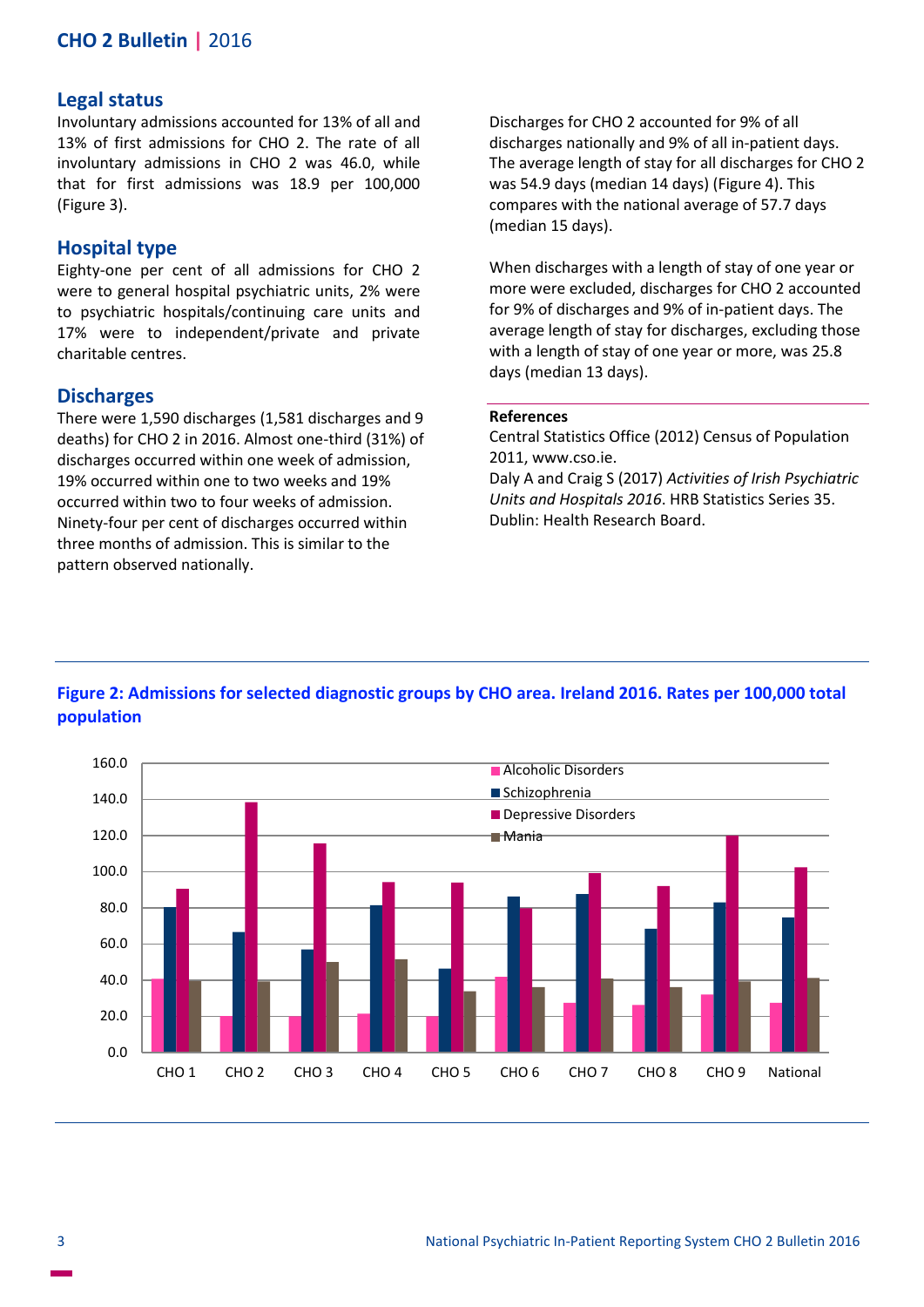## Legal status

Involuntary admissions accounted for 13% of all and 13% of first admissions for CHO 2. The rate of all involuntary admissions in CHO 2 was 46.0, while that for first admissions was 18.9 per 100,000 (Figure 3).

## Hospital type

Eighty-one per cent of all admissions for CHO 2 were to general hospital psychiatric units, 2% were to psychiatric hospitals/continuing care units and 17% were to independent/private and private charitable centres.

## Discharges

There were 1,590 discharges (1,581 discharges and 9 deaths) for CHO 2 in 2016. Almost one-third (31%) of discharges occurred within one week of admission, 19% occurred within one to two weeks and 19% occurred within two to four weeks of admission. Ninety-four per cent of discharges occurred within three months of admission. This is similar to the pattern observed nationally.

Discharges for CHO 2 accounted for 9% of all discharges nationally and 9% of all in-patient days. The average length of stay for all discharges for CHO 2 was 54.9 days (median 14 days) (Figure 4). This compares with the national average of 57.7 days (median 15 days).

When discharges with a length of stay of one year or more were excluded, discharges for CHO 2 accounted for 9% of discharges and 9% of in-patient days. The average length of stay for discharges, excluding those with a length of stay of one year or more, was 25.8 days (median 13 days).

**References**

Central Statistics Office (2012) Census of Population 2011, www.cso.ie.

Daly A and Craig S (2017) *Activities of Irish Psychiatric Units and Hospitals 2016*. HRB Statistics Series 35. Dublin: Health Research Board.

**Figure 2: Admissions for selected diagnostic groups by CHO area. Ireland 2016. Rates per 100,000 total population**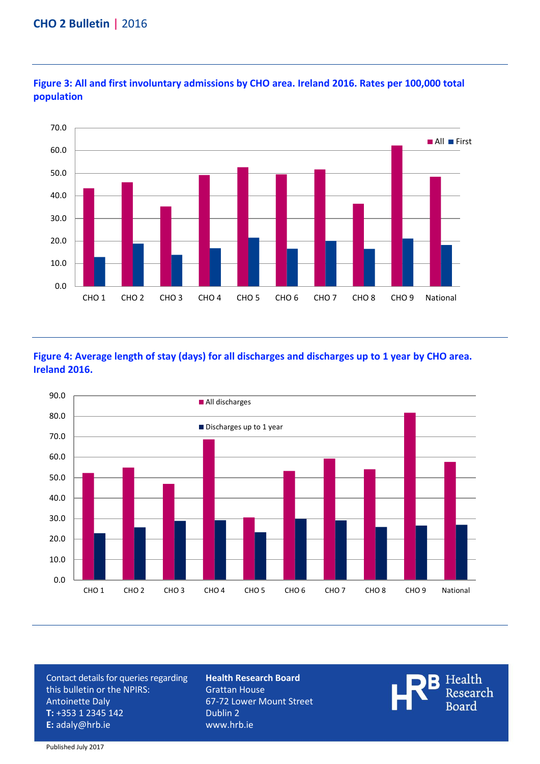**Figure 3: All and first involuntary admissions by CHO area. Ireland 2016. Rates per 100,000 total population**

70.0
60.0
50.0
40.0
30.0
20.0
10.0
0.0

All
First

CHO 1
CHO 2
CHO 3
CHO 4
CHO 5
CHO 6
CHO 7
CHO 8
CHO 9
National

**Figure 4: Average length of stay (days) for all discharges and discharges up to 1 year by CHO area. Ireland 2016.**

90.0
80.0
70.0
60.0
50.0
40.0
30.0
20.0
10.0
0.0

All discharges
Discharges up to 1 year

CHO 1
CHO 2
CHO 3
CHO 4
CHO 5
CHO 6
CHO 7
CHO 8
CHO 9
National

Contact details for queries regarding this bulletin or the NPIRS:
Antoinette Daly
**T:** +353 1 2345 142
**E:** adaly@hrb.ie

**Health Research Board**
Grattan House
67-72 Lower Mount Street
Dublin 2
www.hrb.ie

HRB Health Research Board

Published July 2017